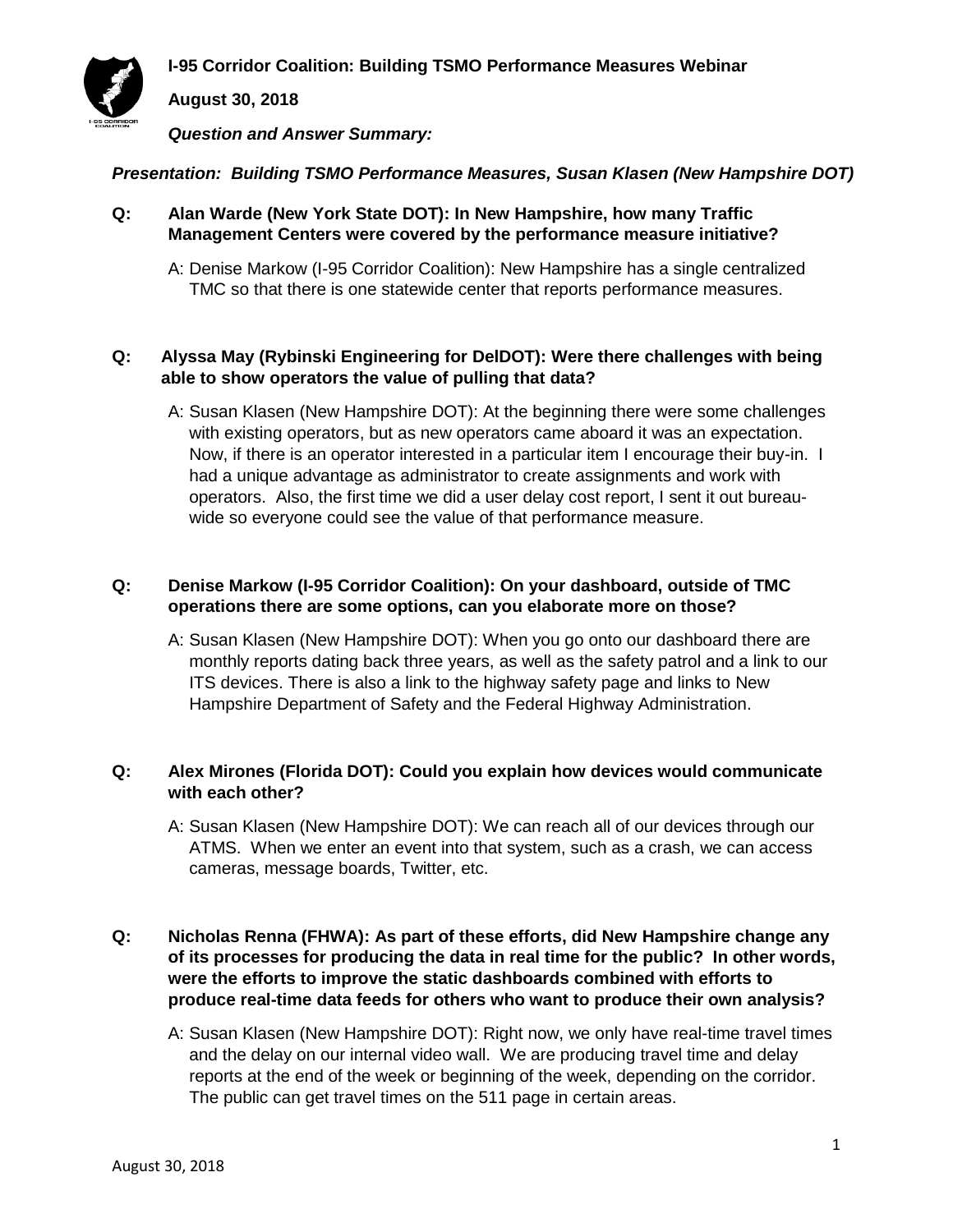**I-95 Corridor Coalition: Building TSMO Performance Measures Webinar**

**August 30, 2018**

***Question and Answer Summary:***

***Presentation: Building TSMO Performance Measures, Susan Klasen (New Hampshire DOT)***

**Q: Alan Warde (New York State DOT): In New Hampshire, how many Traffic Management Centers were covered by the performance measure initiative?**

A: Denise Markow (I-95 Corridor Coalition): New Hampshire has a single centralized TMC so that there is one statewide center that reports performance measures.

**Q: Alyssa May (Rybinski Engineering for DelDOT): Were there challenges with being able to show operators the value of pulling that data?**

A: Susan Klasen (New Hampshire DOT): At the beginning there were some challenges with existing operators, but as new operators came aboard it was an expectation. Now, if there is an operator interested in a particular item I encourage their buy-in. I had a unique advantage as administrator to create assignments and work with operators. Also, the first time we did a user delay cost report, I sent it out bureau-wide so everyone could see the value of that performance measure.

**Q: Denise Markow (I-95 Corridor Coalition): On your dashboard, outside of TMC operations there are some options, can you elaborate more on those?**

A: Susan Klasen (New Hampshire DOT): When you go onto our dashboard there are monthly reports dating back three years, as well as the safety patrol and a link to our ITS devices. There is also a link to the highway safety page and links to New Hampshire Department of Safety and the Federal Highway Administration.

**Q: Alex Mirones (Florida DOT): Could you explain how devices would communicate with each other?**

A: Susan Klasen (New Hampshire DOT): We can reach all of our devices through our ATMS. When we enter an event into that system, such as a crash, we can access cameras, message boards, Twitter, etc.

**Q: Nicholas Renna (FHWA): As part of these efforts, did New Hampshire change any of its processes for producing the data in real time for the public? In other words, were the efforts to improve the static dashboards combined with efforts to produce real-time data feeds for others who want to produce their own analysis?**

A: Susan Klasen (New Hampshire DOT): Right now, we only have real-time travel times and the delay on our internal video wall. We are producing travel time and delay reports at the end of the week or beginning of the week, depending on the corridor. The public can get travel times on the 511 page in certain areas.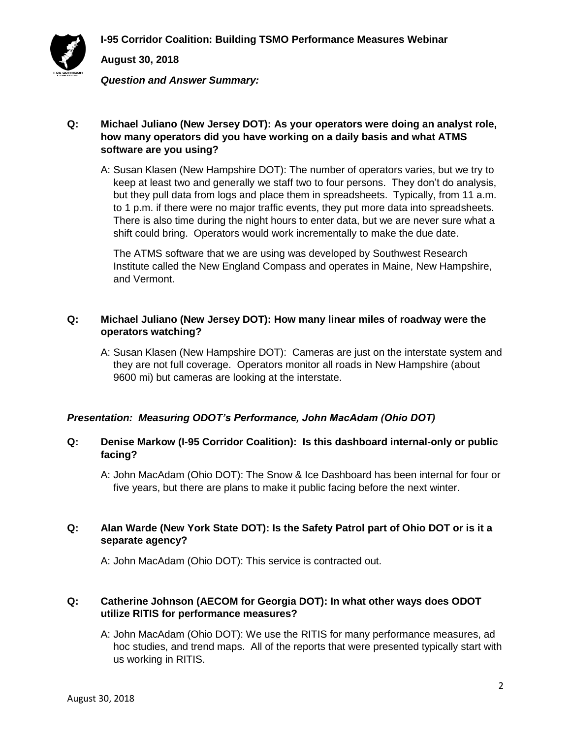**Q: Michael Juliano (New Jersey DOT): As your operators were doing an analyst role, how many operators did you have working on a daily basis and what ATMS software are you using?**

A: Susan Klasen (New Hampshire DOT): The number of operators varies, but we try to keep at least two and generally we staff two to four persons. They don't do analysis, but they pull data from logs and place them in spreadsheets. Typically, from 11 a.m. to 1 p.m. if there were no major traffic events, they put more data into spreadsheets. There is also time during the night hours to enter data, but we are never sure what a shift could bring. Operators would work incrementally to make the due date.

The ATMS software that we are using was developed by Southwest Research Institute called the New England Compass and operates in Maine, New Hampshire, and Vermont.

**Q: Michael Juliano (New Jersey DOT): How many linear miles of roadway were the operators watching?**

A: Susan Klasen (New Hampshire DOT): Cameras are just on the interstate system and they are not full coverage. Operators monitor all roads in New Hampshire (about 9600 mi) but cameras are looking at the interstate.

***Presentation: Measuring ODOT's Performance, John MacAdam (Ohio DOT)***

**Q: Denise Markow (I-95 Corridor Coalition): Is this dashboard internal-only or public facing?**

A: John MacAdam (Ohio DOT): The Snow & Ice Dashboard has been internal for four or five years, but there are plans to make it public facing before the next winter.

**Q: Alan Warde (New York State DOT): Is the Safety Patrol part of Ohio DOT or is it a separate agency?**

A: John MacAdam (Ohio DOT): This service is contracted out.

**Q: Catherine Johnson (AECOM for Georgia DOT): In what other ways does ODOT utilize RITIS for performance measures?**

A: John MacAdam (Ohio DOT): We use the RITIS for many performance measures, ad hoc studies, and trend maps. All of the reports that were presented typically start with us working in RITIS.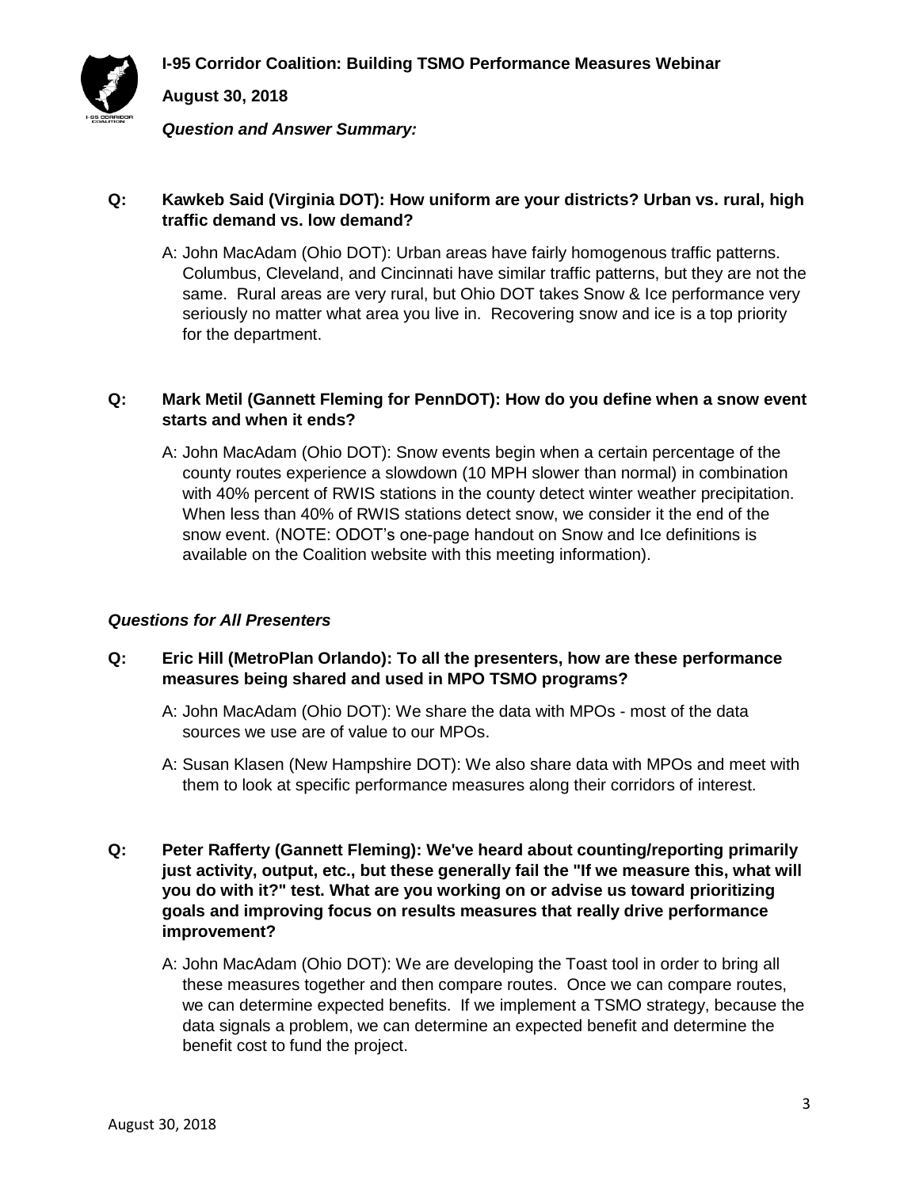**Q: Kawkeb Said (Virginia DOT): How uniform are your districts? Urban vs. rural, high traffic demand vs. low demand?**

A: John MacAdam (Ohio DOT): Urban areas have fairly homogenous traffic patterns. Columbus, Cleveland, and Cincinnati have similar traffic patterns, but they are not the same. Rural areas are very rural, but Ohio DOT takes Snow & Ice performance very seriously no matter what area you live in. Recovering snow and ice is a top priority for the department.

**Q: Mark Metil (Gannett Fleming for PennDOT): How do you define when a snow event starts and when it ends?**

A: John MacAdam (Ohio DOT): Snow events begin when a certain percentage of the county routes experience a slowdown (10 MPH slower than normal) in combination with 40% percent of RWIS stations in the county detect winter weather precipitation. When less than 40% of RWIS stations detect snow, we consider it the end of the snow event. (NOTE: ODOT's one-page handout on Snow and Ice definitions is available on the Coalition website with this meeting information).

### *Questions for All Presenters*

**Q: Eric Hill (MetroPlan Orlando): To all the presenters, how are these performance measures being shared and used in MPO TSMO programs?**

A: John MacAdam (Ohio DOT): We share the data with MPOs - most of the data sources we use are of value to our MPOs.

A: Susan Klasen (New Hampshire DOT): We also share data with MPOs and meet with them to look at specific performance measures along their corridors of interest.

**Q: Peter Rafferty (Gannett Fleming): We've heard about counting/reporting primarily just activity, output, etc., but these generally fail the "If we measure this, what will you do with it?" test. What are you working on or advise us toward prioritizing goals and improving focus on results measures that really drive performance improvement?**

A: John MacAdam (Ohio DOT): We are developing the Toast tool in order to bring all these measures together and then compare routes. Once we can compare routes, we can determine expected benefits. If we implement a TSMO strategy, because the data signals a problem, we can determine an expected benefit and determine the benefit cost to fund the project.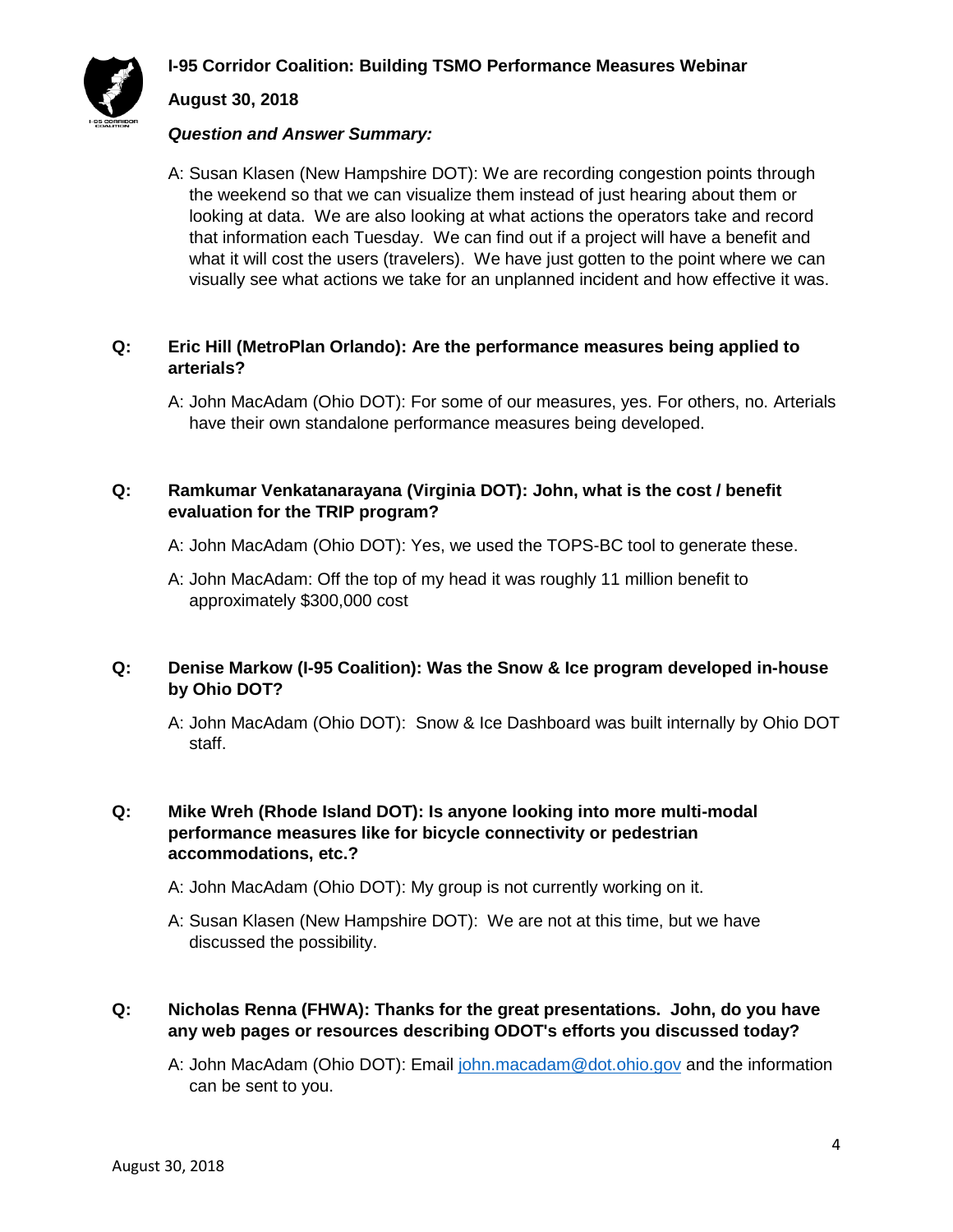*Question and Answer Summary:*

A: Susan Klasen (New Hampshire DOT): We are recording congestion points through the weekend so that we can visualize them instead of just hearing about them or looking at data. We are also looking at what actions the operators take and record that information each Tuesday. We can find out if a project will have a benefit and what it will cost the users (travelers). We have just gotten to the point where we can visually see what actions we take for an unplanned incident and how effective it was.

**Q: Eric Hill (MetroPlan Orlando): Are the performance measures being applied to arterials?**

A: John MacAdam (Ohio DOT): For some of our measures, yes. For others, no. Arterials have their own standalone performance measures being developed.

**Q: Ramkumar Venkatanarayana (Virginia DOT): John, what is the cost / benefit evaluation for the TRIP program?**

A: John MacAdam (Ohio DOT): Yes, we used the TOPS-BC tool to generate these.

A: John MacAdam: Off the top of my head it was roughly 11 million benefit to approximately $300,000 cost

**Q: Denise Markow (I-95 Coalition): Was the Snow & Ice program developed in-house by Ohio DOT?**

A: John MacAdam (Ohio DOT): Snow & Ice Dashboard was built internally by Ohio DOT staff.

**Q: Mike Wreh (Rhode Island DOT): Is anyone looking into more multi-modal performance measures like for bicycle connectivity or pedestrian accommodations, etc.?**

A: John MacAdam (Ohio DOT): My group is not currently working on it.

A: Susan Klasen (New Hampshire DOT): We are not at this time, but we have discussed the possibility.

**Q: Nicholas Renna (FHWA): Thanks for the great presentations. John, do you have any web pages or resources describing ODOT's efforts you discussed today?**

A: John MacAdam (Ohio DOT): Email john.macadam@dot.ohio.gov and the information can be sent to you.